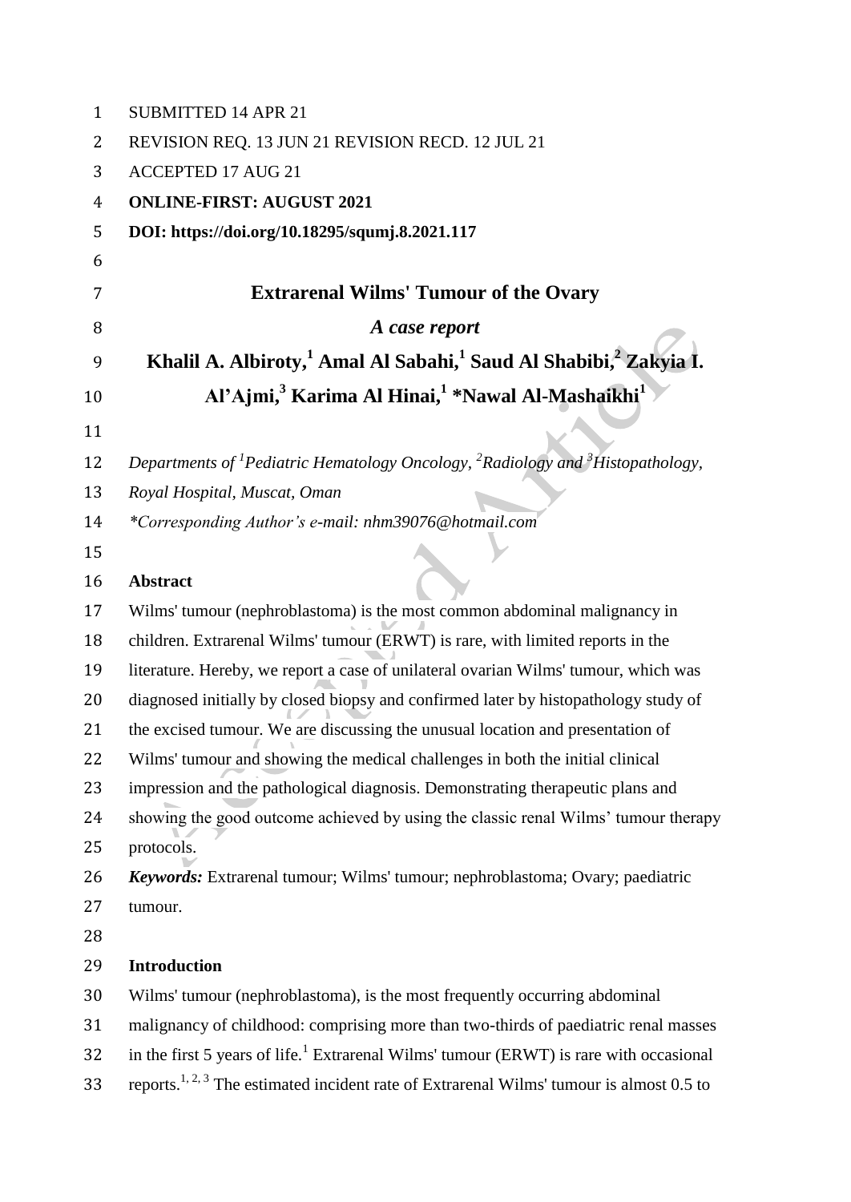SUBMITTED 14 APR 21

REVISION REQ. 13 JUN 21 REVISION RECD. 12 JUL 21

ACCEPTED 17 AUG 21

**ONLINE-FIRST: AUGUST 2021**

**DOI: https://doi.org/10.18295/squmj.8.2021.117**

# Extrarenal Wilms' Tumour of the Ovary

## *A case report*

**Khalil A. Albiroty,[1] Amal Al Sabahi,[1] Saud Al Shabibi,[2] Zakyia I. Al'Ajmi,[3] Karima Al Hinai,[1] *Nawal Al-Mashaikhi[1]**

*Departments of [1]Pediatric Hematology Oncology, [2]Radiology and [3]Histopathology, Royal Hospital, Muscat, Oman*

*\*Corresponding Author's e-mail: nhm39076@hotmail.com*

### Abstract

Wilms' tumour (nephroblastoma) is the most common abdominal malignancy in children. Extrarenal Wilms' tumour (ERWT) is rare, with limited reports in the literature. Hereby, we report a case of unilateral ovarian Wilms' tumour, which was diagnosed initially by closed biopsy and confirmed later by histopathology study of the excised tumour. We are discussing the unusual location and presentation of Wilms' tumour and showing the medical challenges in both the initial clinical impression and the pathological diagnosis. Demonstrating therapeutic plans and showing the good outcome achieved by using the classic renal Wilms' tumour therapy protocols.

***Keywords:*** Extrarenal tumour; Wilms' tumour; nephroblastoma; Ovary; paediatric tumour.

### Introduction

Wilms' tumour (nephroblastoma), is the most frequently occurring abdominal malignancy of childhood: comprising more than two-thirds of paediatric renal masses in the first 5 years of life.[1] Extrarenal Wilms' tumour (ERWT) is rare with occasional reports.[1, 2, 3] The estimated incident rate of Extrarenal Wilms' tumour is almost 0.5 to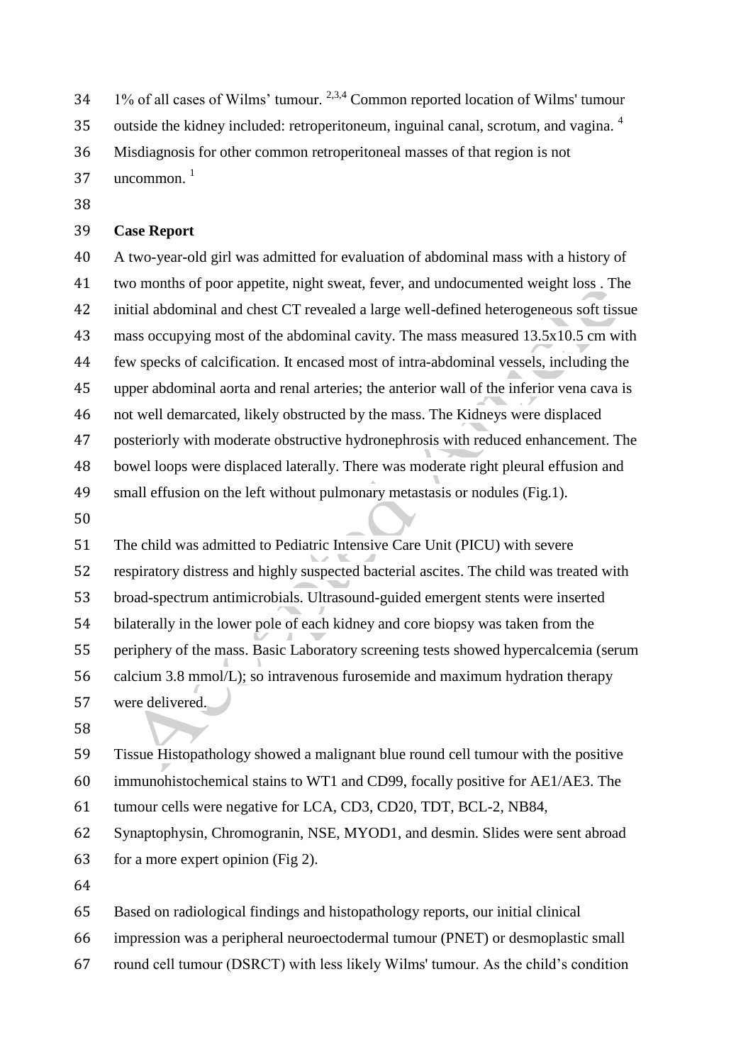1% of all cases of Wilms' tumour. [2,3,4] Common reported location of Wilms' tumour outside the kidney included: retroperitoneum, inguinal canal, scrotum, and vagina. [4] Misdiagnosis for other common retroperitoneal masses of that region is not uncommon. [1]

**Case Report**

A two-year-old girl was admitted for evaluation of abdominal mass with a history of two months of poor appetite, night sweat, fever, and undocumented weight loss . The initial abdominal and chest CT revealed a large well-defined heterogeneous soft tissue mass occupying most of the abdominal cavity. The mass measured 13.5x10.5 cm with few specks of calcification. It encased most of intra-abdominal vessels, including the upper abdominal aorta and renal arteries; the anterior wall of the inferior vena cava is not well demarcated, likely obstructed by the mass. The Kidneys were displaced posteriorly with moderate obstructive hydronephrosis with reduced enhancement. The bowel loops were displaced laterally. There was moderate right pleural effusion and small effusion on the left without pulmonary metastasis or nodules (Fig.1).

The child was admitted to Pediatric Intensive Care Unit (PICU) with severe respiratory distress and highly suspected bacterial ascites. The child was treated with broad-spectrum antimicrobials. Ultrasound-guided emergent stents were inserted bilaterally in the lower pole of each kidney and core biopsy was taken from the periphery of the mass. Basic Laboratory screening tests showed hypercalcemia (serum calcium 3.8 mmol/L); so intravenous furosemide and maximum hydration therapy were delivered.

Tissue Histopathology showed a malignant blue round cell tumour with the positive immunohistochemical stains to WT1 and CD99, focally positive for AE1/AE3. The tumour cells were negative for LCA, CD3, CD20, TDT, BCL-2, NB84, Synaptophysin, Chromogranin, NSE, MYOD1, and desmin. Slides were sent abroad for a more expert opinion (Fig 2).

Based on radiological findings and histopathology reports, our initial clinical impression was a peripheral neuroectodermal tumour (PNET) or desmoplastic small round cell tumour (DSRCT) with less likely Wilms' tumour. As the child's condition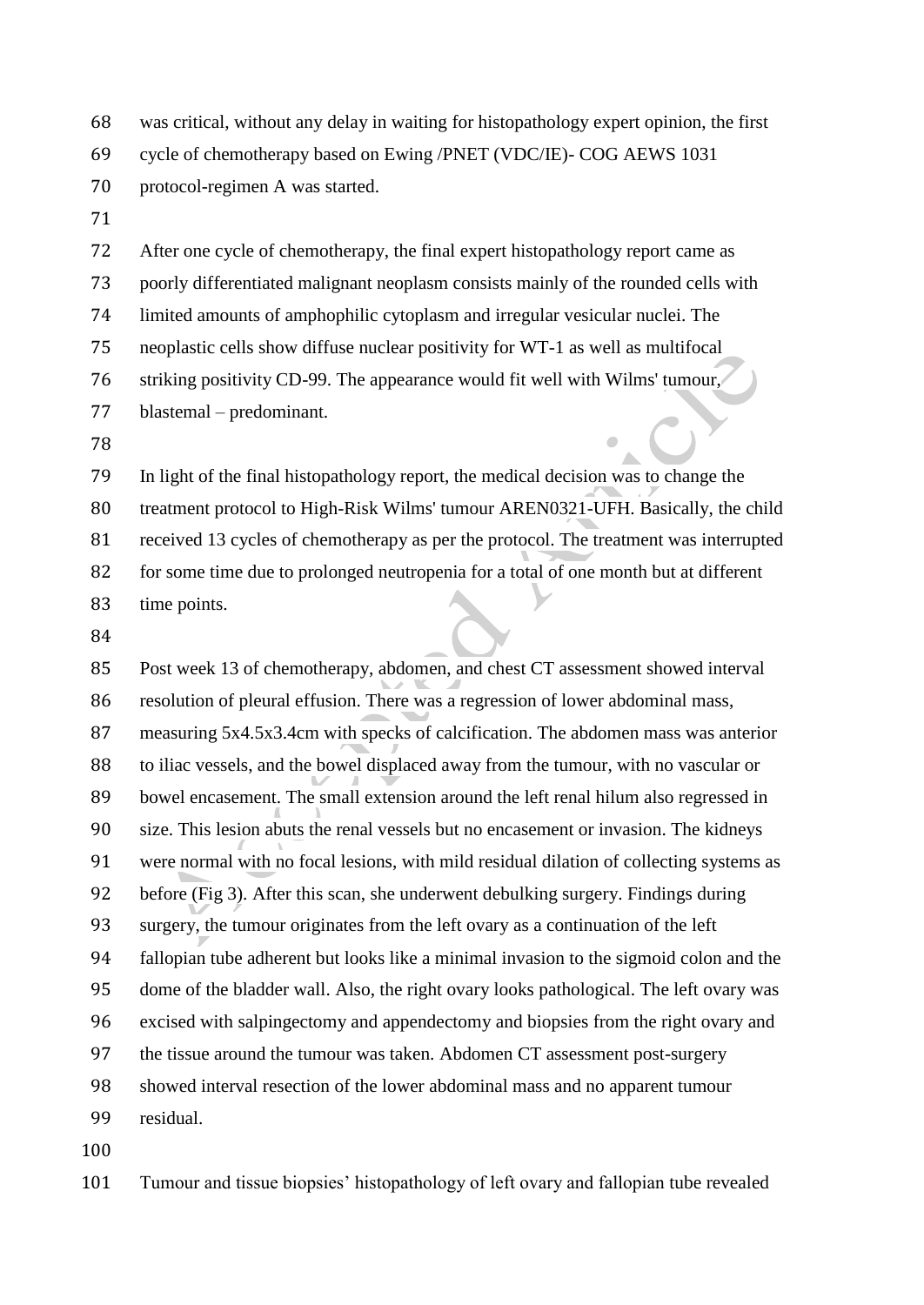was critical, without any delay in waiting for histopathology expert opinion, the first cycle of chemotherapy based on Ewing /PNET (VDC/IE)- COG AEWS 1031 protocol-regimen A was started.

After one cycle of chemotherapy, the final expert histopathology report came as poorly differentiated malignant neoplasm consists mainly of the rounded cells with limited amounts of amphophilic cytoplasm and irregular vesicular nuclei. The neoplastic cells show diffuse nuclear positivity for WT-1 as well as multifocal striking positivity CD-99. The appearance would fit well with Wilms' tumour, blastemal – predominant.

In light of the final histopathology report, the medical decision was to change the treatment protocol to High-Risk Wilms' tumour AREN0321-UFH. Basically, the child received 13 cycles of chemotherapy as per the protocol. The treatment was interrupted for some time due to prolonged neutropenia for a total of one month but at different time points.

Post week 13 of chemotherapy, abdomen, and chest CT assessment showed interval resolution of pleural effusion. There was a regression of lower abdominal mass, measuring 5x4.5x3.4cm with specks of calcification. The abdomen mass was anterior to iliac vessels, and the bowel displaced away from the tumour, with no vascular or bowel encasement. The small extension around the left renal hilum also regressed in size. This lesion abuts the renal vessels but no encasement or invasion. The kidneys were normal with no focal lesions, with mild residual dilation of collecting systems as before (Fig 3). After this scan, she underwent debulking surgery. Findings during surgery, the tumour originates from the left ovary as a continuation of the left fallopian tube adherent but looks like a minimal invasion to the sigmoid colon and the dome of the bladder wall. Also, the right ovary looks pathological. The left ovary was excised with salpingectomy and appendectomy and biopsies from the right ovary and the tissue around the tumour was taken. Abdomen CT assessment post-surgery showed interval resection of the lower abdominal mass and no apparent tumour residual.

Tumour and tissue biopsies' histopathology of left ovary and fallopian tube revealed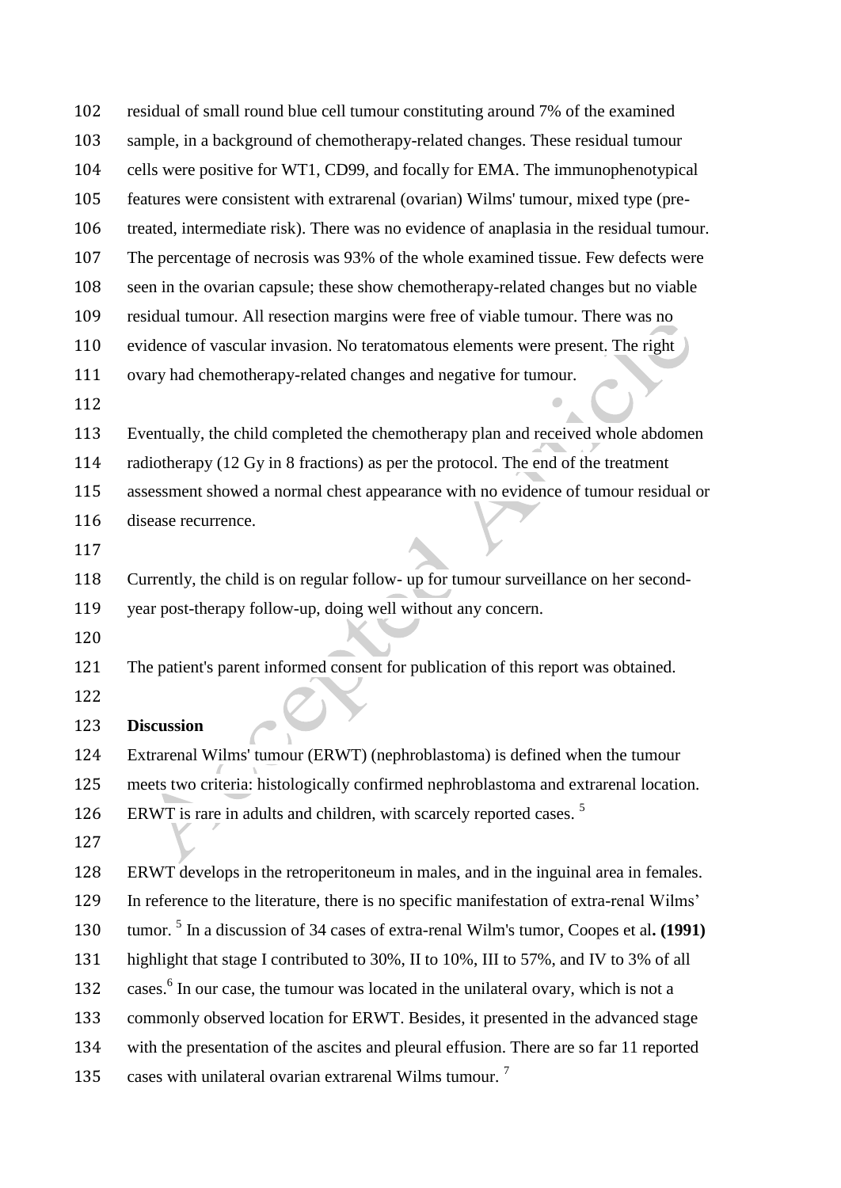residual of small round blue cell tumour constituting around 7% of the examined sample, in a background of chemotherapy-related changes. These residual tumour cells were positive for WT1, CD99, and focally for EMA. The immunophenotypical features were consistent with extrarenal (ovarian) Wilms' tumour, mixed type (pre-treated, intermediate risk). There was no evidence of anaplasia in the residual tumour. The percentage of necrosis was 93% of the whole examined tissue. Few defects were seen in the ovarian capsule; these show chemotherapy-related changes but no viable residual tumour. All resection margins were free of viable tumour. There was no evidence of vascular invasion. No teratomatous elements were present. The right ovary had chemotherapy-related changes and negative for tumour.

Eventually, the child completed the chemotherapy plan and received whole abdomen radiotherapy (12 Gy in 8 fractions) as per the protocol. The end of the treatment assessment showed a normal chest appearance with no evidence of tumour residual or disease recurrence.

Currently, the child is on regular follow- up for tumour surveillance on her second-year post-therapy follow-up, doing well without any concern.

The patient's parent informed consent for publication of this report was obtained.

**Discussion**

Extrarenal Wilms' tumour (ERWT) (nephroblastoma) is defined when the tumour meets two criteria: histologically confirmed nephroblastoma and extrarenal location. ERWT is rare in adults and children, with scarcely reported cases. [5]

ERWT develops in the retroperitoneum in males, and in the inguinal area in females. In reference to the literature, there is no specific manifestation of extra-renal Wilms' tumor. [5] In a discussion of 34 cases of extra-renal Wilm's tumor, Coopes et al**. (1991)** highlight that stage I contributed to 30%, II to 10%, III to 57%, and IV to 3% of all cases.[6] In our case, the tumour was located in the unilateral ovary, which is not a commonly observed location for ERWT. Besides, it presented in the advanced stage with the presentation of the ascites and pleural effusion. There are so far 11 reported cases with unilateral ovarian extrarenal Wilms tumour. [7]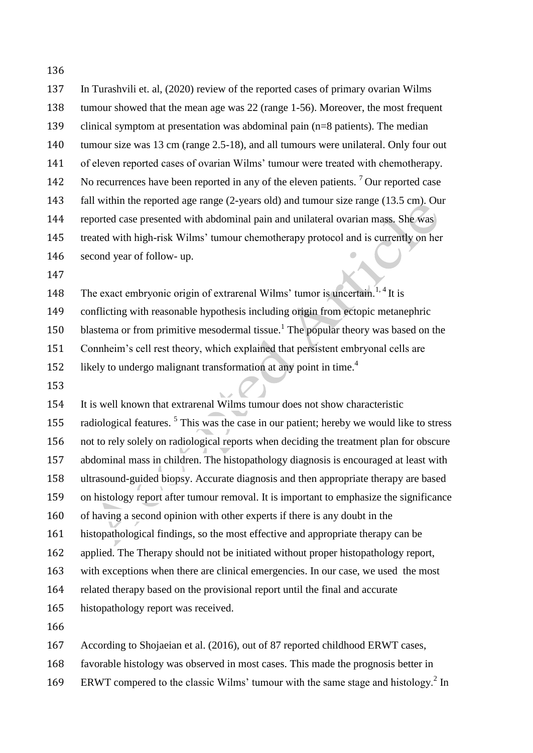In Turashvili et. al, (2020) review of the reported cases of primary ovarian Wilms tumour showed that the mean age was 22 (range 1-56). Moreover, the most frequent clinical symptom at presentation was abdominal pain (n=8 patients). The median tumour size was 13 cm (range 2.5-18), and all tumours were unilateral. Only four out of eleven reported cases of ovarian Wilms' tumour were treated with chemotherapy. No recurrences have been reported in any of the eleven patients. [7] Our reported case fall within the reported age range (2-years old) and tumour size range (13.5 cm). Our reported case presented with abdominal pain and unilateral ovarian mass. She was treated with high-risk Wilms' tumour chemotherapy protocol and is currently on her second year of follow- up.

The exact embryonic origin of extrarenal Wilms' tumor is uncertain. [1, 4] It is conflicting with reasonable hypothesis including origin from ectopic metanephric blastema or from primitive mesodermal tissue.[1] The popular theory was based on the Connheim's cell rest theory, which explained that persistent embryonal cells are likely to undergo malignant transformation at any point in time.[4]

It is well known that extrarenal Wilms tumour does not show characteristic radiological features. [5] This was the case in our patient; hereby we would like to stress not to rely solely on radiological reports when deciding the treatment plan for obscure abdominal mass in children. The histopathology diagnosis is encouraged at least with ultrasound-guided biopsy. Accurate diagnosis and then appropriate therapy are based on histology report after tumour removal. It is important to emphasize the significance of having a second opinion with other experts if there is any doubt in the histopathological findings, so the most effective and appropriate therapy can be applied. The Therapy should not be initiated without proper histopathology report, with exceptions when there are clinical emergencies. In our case, we used the most related therapy based on the provisional report until the final and accurate histopathology report was received.

According to Shojaeian et al. (2016), out of 87 reported childhood ERWT cases, favorable histology was observed in most cases. This made the prognosis better in ERWT compered to the classic Wilms' tumour with the same stage and histology.[2] In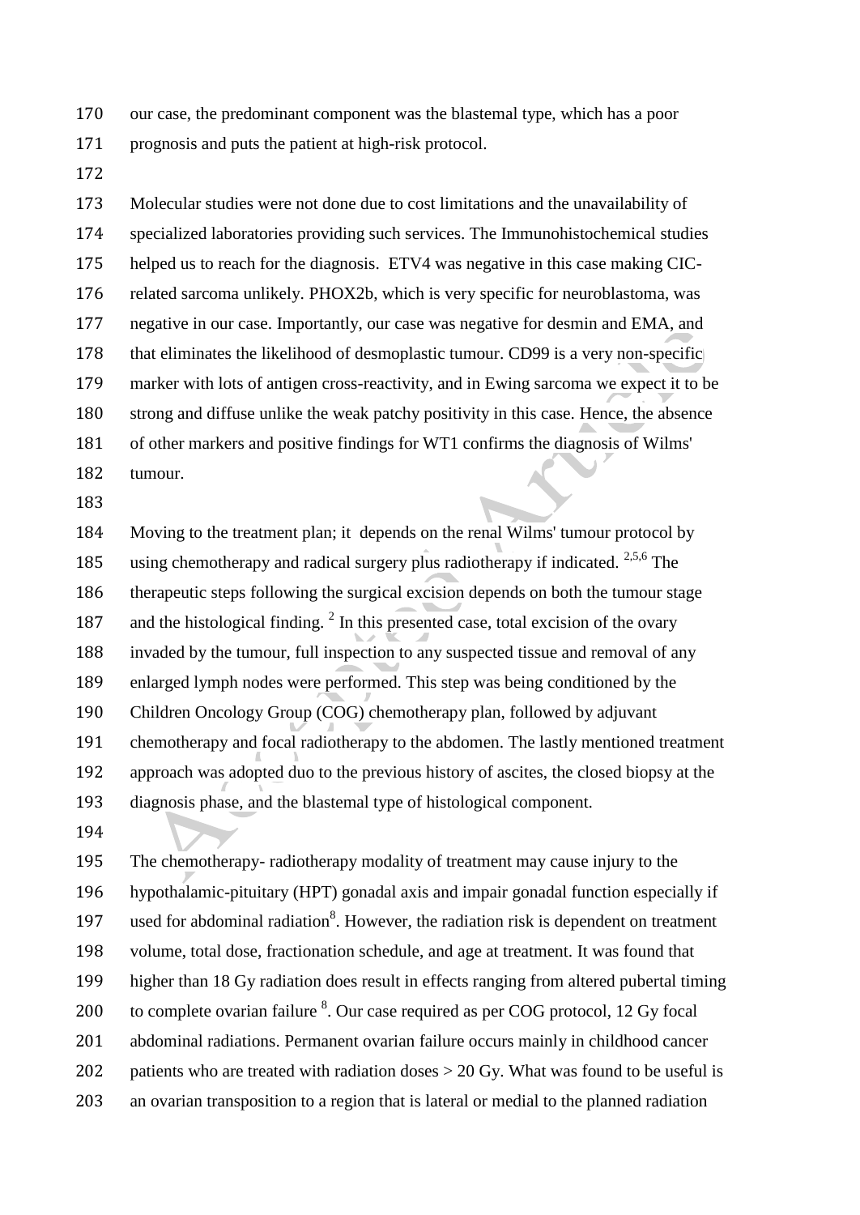our case, the predominant component was the blastemal type, which has a poor prognosis and puts the patient at high-risk protocol.

Molecular studies were not done due to cost limitations and the unavailability of specialized laboratories providing such services. The Immunohistochemical studies helped us to reach for the diagnosis. ETV4 was negative in this case making CIC-related sarcoma unlikely. PHOX2b, which is very specific for neuroblastoma, was negative in our case. Importantly, our case was negative for desmin and EMA, and that eliminates the likelihood of desmoplastic tumour. CD99 is a very non-specific marker with lots of antigen cross-reactivity, and in Ewing sarcoma we expect it to be strong and diffuse unlike the weak patchy positivity in this case. Hence, the absence of other markers and positive findings for WT1 confirms the diagnosis of Wilms' tumour.

Moving to the treatment plan; it depends on the renal Wilms' tumour protocol by using chemotherapy and radical surgery plus radiotherapy if indicated. [2,5,6] The therapeutic steps following the surgical excision depends on both the tumour stage and the histological finding. [2] In this presented case, total excision of the ovary invaded by the tumour, full inspection to any suspected tissue and removal of any enlarged lymph nodes were performed. This step was being conditioned by the Children Oncology Group (COG) chemotherapy plan, followed by adjuvant chemotherapy and focal radiotherapy to the abdomen. The lastly mentioned treatment approach was adopted duo to the previous history of ascites, the closed biopsy at the diagnosis phase, and the blastemal type of histological component.

The chemotherapy- radiotherapy modality of treatment may cause injury to the hypothalamic-pituitary (HPT) gonadal axis and impair gonadal function especially if used for abdominal radiation[8]. However, the radiation risk is dependent on treatment volume, total dose, fractionation schedule, and age at treatment. It was found that higher than 18 Gy radiation does result in effects ranging from altered pubertal timing to complete ovarian failure [8]. Our case required as per COG protocol, 12 Gy focal abdominal radiations. Permanent ovarian failure occurs mainly in childhood cancer patients who are treated with radiation doses > 20 Gy. What was found to be useful is an ovarian transposition to a region that is lateral or medial to the planned radiation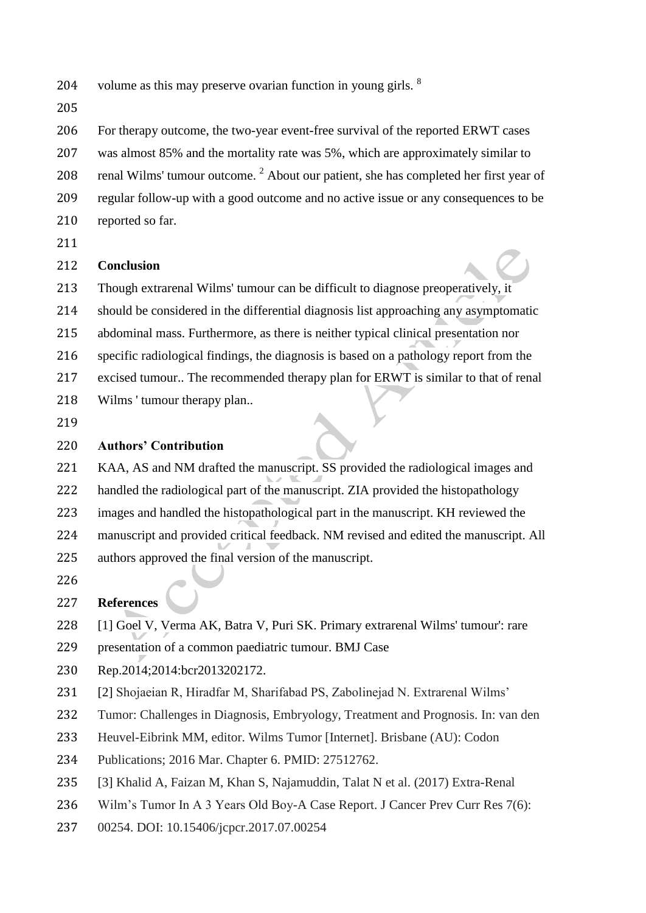volume as this may preserve ovarian function in young girls. [8]

For therapy outcome, the two-year event-free survival of the reported ERWT cases was almost 85% and the mortality rate was 5%, which are approximately similar to renal Wilms' tumour outcome. [2] About our patient, she has completed her first year of regular follow-up with a good outcome and no active issue or any consequences to be reported so far.

## Conclusion

Though extrarenal Wilms' tumour can be difficult to diagnose preoperatively, it should be considered in the differential diagnosis list approaching any asymptomatic abdominal mass. Furthermore, as there is neither typical clinical presentation nor specific radiological findings, the diagnosis is based on a pathology report from the excised tumour.. The recommended therapy plan for ERWT is similar to that of renal Wilms ' tumour therapy plan..

## Authors' Contribution

KAA, AS and NM drafted the manuscript. SS provided the radiological images and handled the radiological part of the manuscript. ZIA provided the histopathology images and handled the histopathological part in the manuscript. KH reviewed the manuscript and provided critical feedback. NM revised and edited the manuscript. All authors approved the final version of the manuscript.

## References

[1] Goel V, Verma AK, Batra V, Puri SK. Primary extrarenal Wilms' tumour': rare presentation of a common paediatric tumour. BMJ Case Rep.2014;2014:bcr2013202172.

[2] Shojaeian R, Hiradfar M, Sharifabad PS, Zabolinejad N. Extrarenal Wilms' Tumor: Challenges in Diagnosis, Embryology, Treatment and Prognosis. In: van den Heuvel-Eibrink MM, editor. Wilms Tumor [Internet]. Brisbane (AU): Codon Publications; 2016 Mar. Chapter 6. PMID: 27512762.

[3] Khalid A, Faizan M, Khan S, Najamuddin, Talat N et al. (2017) Extra-Renal Wilm's Tumor In A 3 Years Old Boy-A Case Report. J Cancer Prev Curr Res 7(6): 00254. DOI: 10.15406/jcpcr.2017.07.00254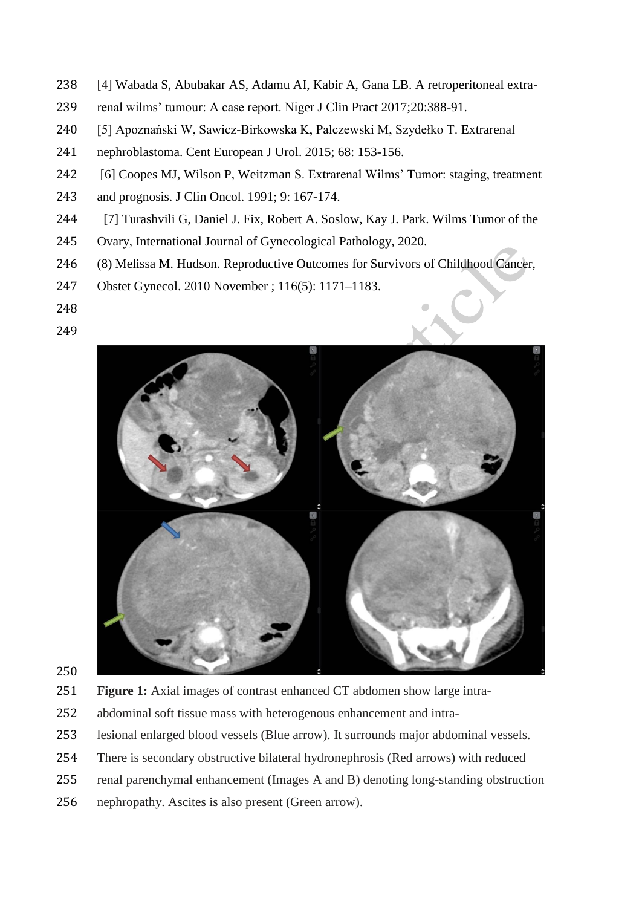[4] Wabada S, Abubakar AS, Adamu AI, Kabir A, Gana LB. A retroperitoneal extra-renal wilms' tumour: A case report. Niger J Clin Pract 2017;20:388-91.

[5] Apoznański W, Sawicz-Birkowska K, Palczewski M, Szydełko T. Extrarenal nephroblastoma. Cent European J Urol. 2015; 68: 153-156.

[6] Coopes MJ, Wilson P, Weitzman S. Extrarenal Wilms' Tumor: staging, treatment and prognosis. J Clin Oncol. 1991; 9: 167-174.

[7] Turashvili G, Daniel J. Fix, Robert A. Soslow, Kay J. Park. Wilms Tumor of the Ovary, International Journal of Gynecological Pathology, 2020.

(8) Melissa M. Hudson. Reproductive Outcomes for Survivors of Childhood Cancer, Obstet Gynecol. 2010 November ; 116(5): 1171–1183.

**Figure 1:** Axial images of contrast enhanced CT abdomen show large intra-abdominal soft tissue mass with heterogenous enhancement and intra-lesional enlarged blood vessels (Blue arrow). It surrounds major abdominal vessels. There is secondary obstructive bilateral hydronephrosis (Red arrows) with reduced renal parenchymal enhancement (Images A and B) denoting long-standing obstruction nephropathy. Ascites is also present (Green arrow).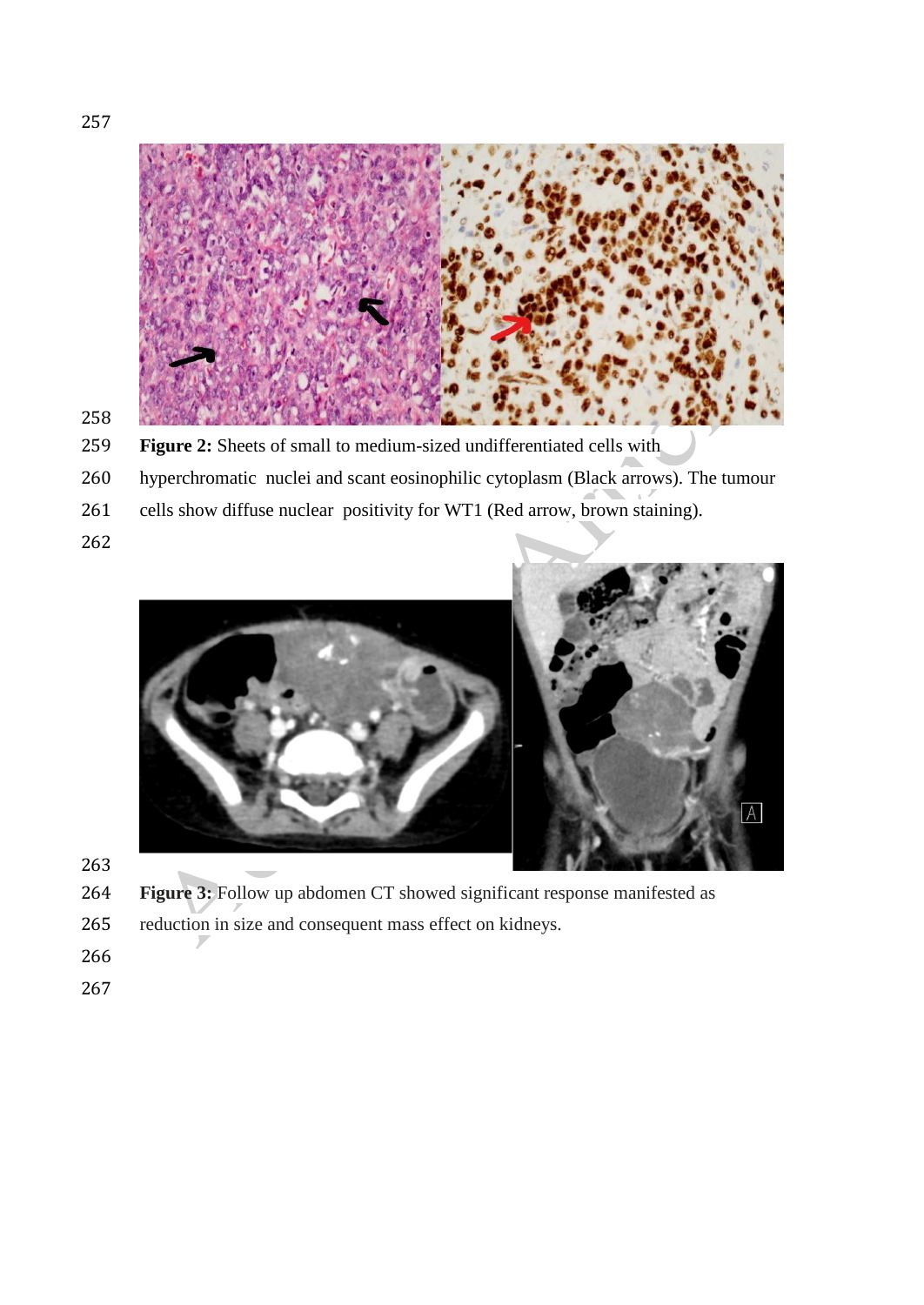**Figure 2:** Sheets of small to medium-sized undifferentiated cells with hyperchromatic nuclei and scant eosinophilic cytoplasm (Black arrows). The tumour cells show diffuse nuclear positivity for WT1 (Red arrow, brown staining).

**Figure 3:** Follow up abdomen CT showed significant response manifested as reduction in size and consequent mass effect on kidneys.